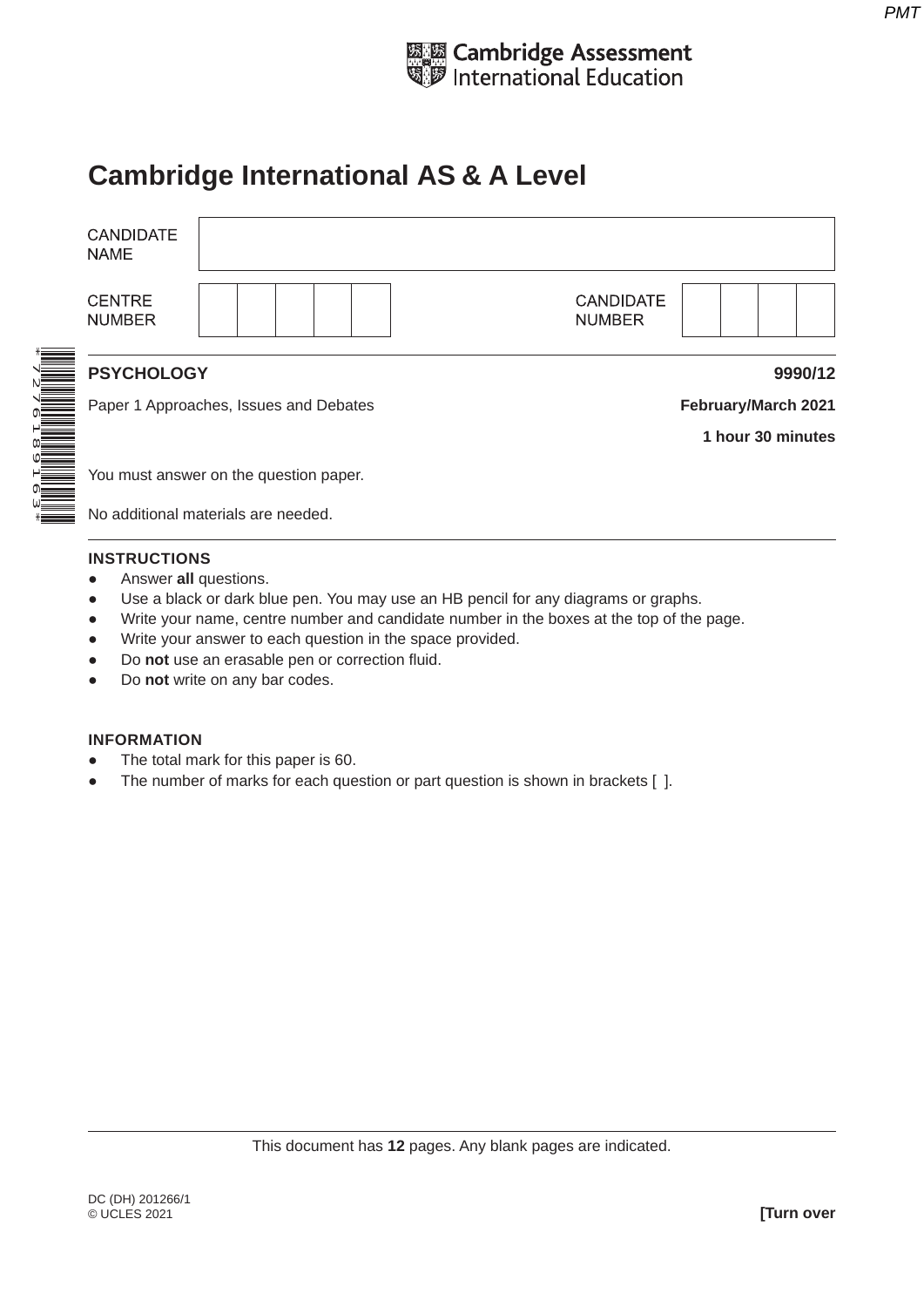Cambridge Assessment International Education

# Cambridge International AS & A Level

| CANDIDATE NAME | |
|---|---|

| CENTRE NUMBER | | | | | | CANDIDATE NUMBER | | | | |
|---|---|---|---|---|---|---|---|---|---|---|

**PSYCHOLOGY** **9990/12**

Paper 1 Approaches, Issues and Debates **February/March 2021**

**1 hour 30 minutes**

You must answer on the question paper.

No additional materials are needed.

**INSTRUCTIONS**

- Answer **all** questions.
- Use a black or dark blue pen. You may use an HB pencil for any diagrams or graphs.
- Write your name, centre number and candidate number in the boxes at the top of the page.
- Write your answer to each question in the space provided.
- Do **not** use an erasable pen or correction fluid.
- Do **not** write on any bar codes.

**INFORMATION**

- The total mark for this paper is 60.
- The number of marks for each question or part question is shown in brackets [ ].

This document has **12** pages. Any blank pages are indicated.

DC (DH) 201266/1
© UCLES 2021

**[Turn over**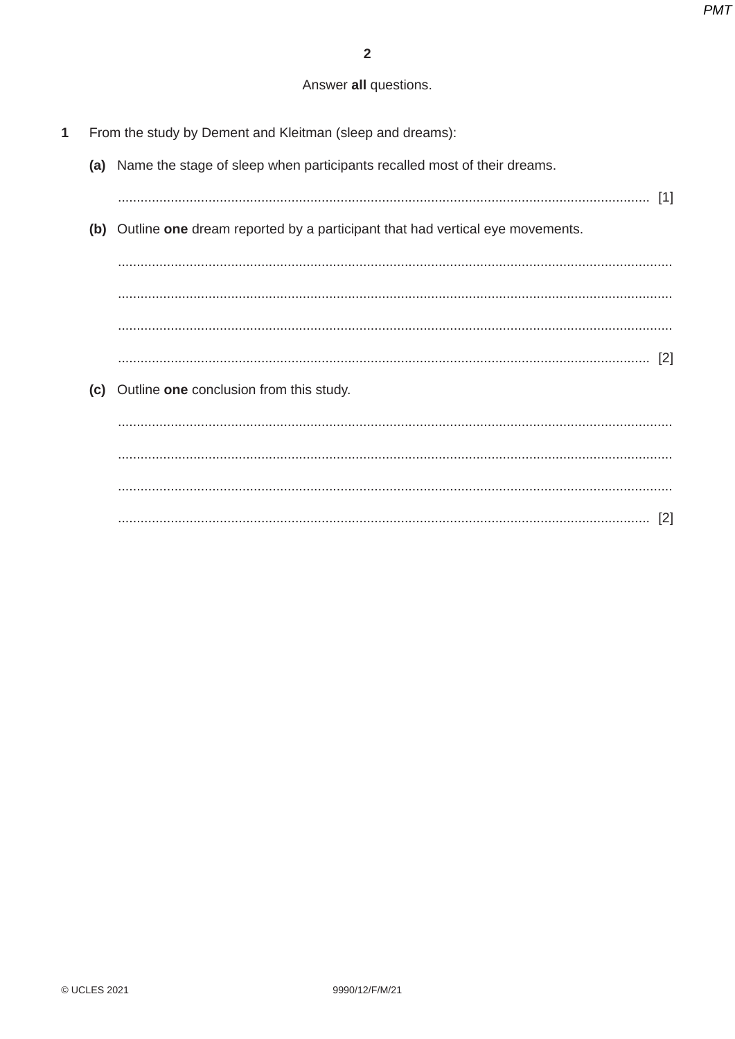Answer **all** questions.

**1** From the study by Dement and Kleitman (sleep and dreams):

**(a)** Name the stage of sleep when participants recalled most of their dreams.

.......................................................................................................................................... [1]

**(b)** Outline **one** dream reported by a participant that had vertical eye movements.

..........................................................................................................................................

..........................................................................................................................................

..........................................................................................................................................

.......................................................................................................................................... [2]

**(c)** Outline **one** conclusion from this study.

..........................................................................................................................................

..........................................................................................................................................

..........................................................................................................................................

.......................................................................................................................................... [2]

© UCLES 2021 9990/12/F/M/21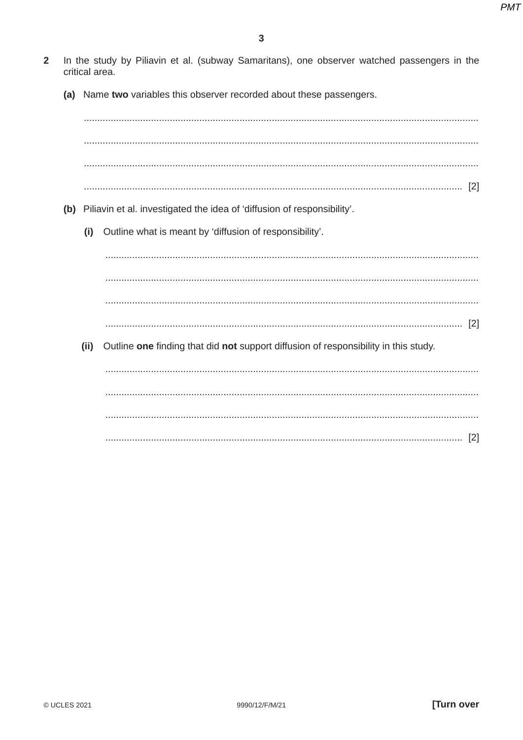**2** In the study by Piliavin et al. (subway Samaritans), one observer watched passengers in the critical area.

**(a)** Name **two** variables this observer recorded about these passengers.

..........................................................................................................................................

..........................................................................................................................................

..........................................................................................................................................

.................................................................................................................................... [2]

**(b)** Piliavin et al. investigated the idea of 'diffusion of responsibility'.

**(i)** Outline what is meant by 'diffusion of responsibility'.

..........................................................................................................................................

..........................................................................................................................................

..........................................................................................................................................

.................................................................................................................................... [2]

**(ii)** Outline **one** finding that did **not** support diffusion of responsibility in this study.

..........................................................................................................................................

..........................................................................................................................................

..........................................................................................................................................

.................................................................................................................................... [2]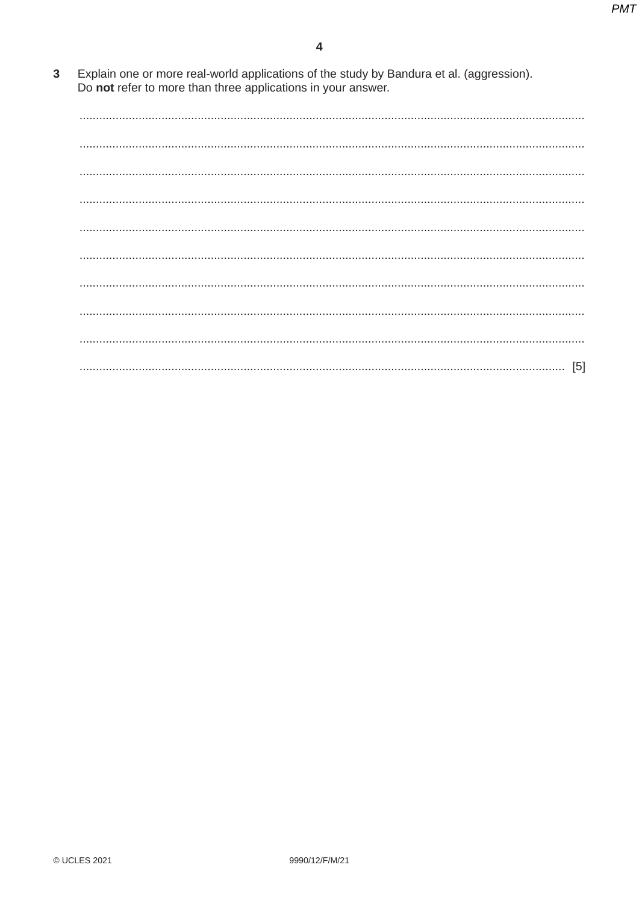**3** Explain one or more real-world applications of the study by Bandura et al. (aggression).
Do **not** refer to more than three applications in your answer.

..........................................................................................................................................

..........................................................................................................................................

..........................................................................................................................................

..........................................................................................................................................

..........................................................................................................................................

..........................................................................................................................................

..........................................................................................................................................

..........................................................................................................................................

..........................................................................................................................................

.................................................................................................................................... [5]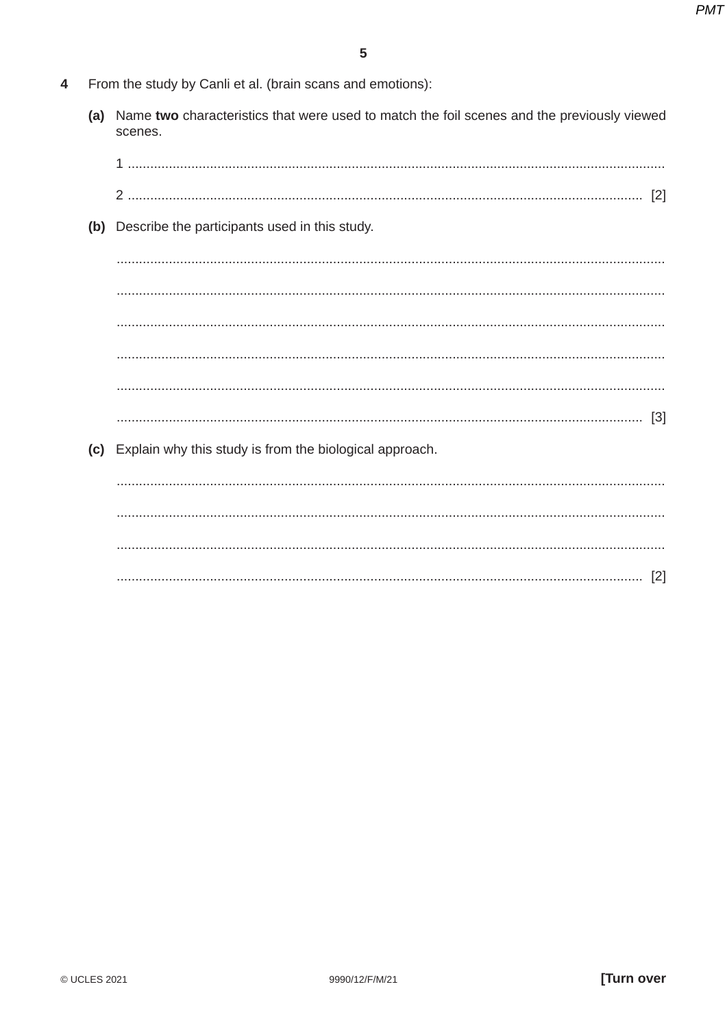**4** From the study by Canli et al. (brain scans and emotions):

**(a)** Name **two** characteristics that were used to match the foil scenes and the previously viewed scenes.

1 ..........................................................................................................................................

2 .......................................................................................................................................... [2]

**(b)** Describe the participants used in this study.

..........................................................................................................................................

..........................................................................................................................................

..........................................................................................................................................

..........................................................................................................................................

..........................................................................................................................................

.......................................................................................................................................... [3]

**(c)** Explain why this study is from the biological approach.

..........................................................................................................................................

..........................................................................................................................................

..........................................................................................................................................

.......................................................................................................................................... [2]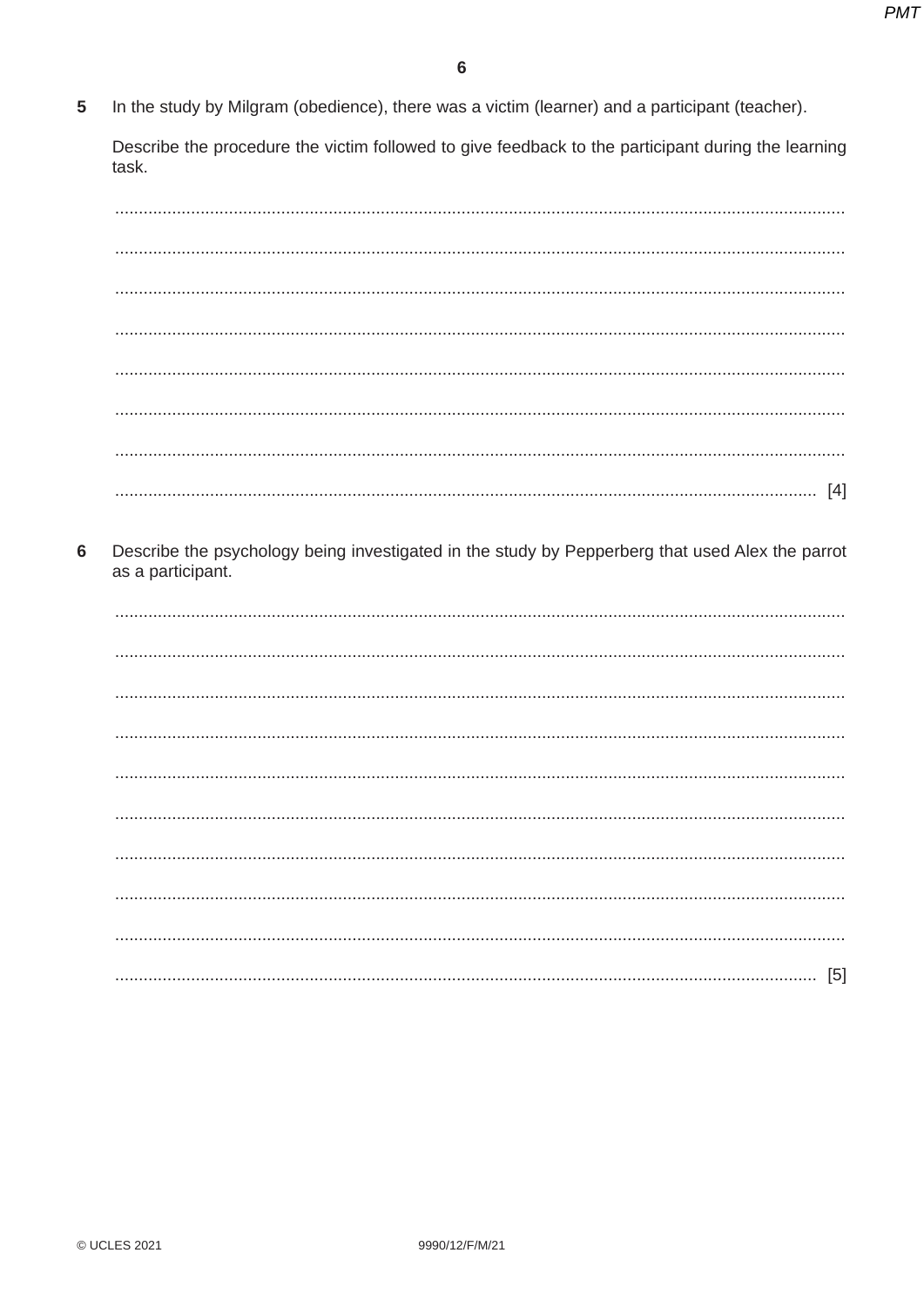5 In the study by Milgram (obedience), there was a victim (learner) and a participant (teacher).

Describe the procedure the victim followed to give feedback to the participant during the learning task.

.......................................................................................................................................................

.......................................................................................................................................................

.......................................................................................................................................................

.......................................................................................................................................................

.......................................................................................................................................................

.......................................................................................................................................................

.......................................................................................................................................................

....................................................................................................................................... [4]

6 Describe the psychology being investigated in the study by Pepperberg that used Alex the parrot as a participant.

.......................................................................................................................................................

.......................................................................................................................................................

.......................................................................................................................................................

.......................................................................................................................................................

.......................................................................................................................................................

.......................................................................................................................................................

.......................................................................................................................................................

.......................................................................................................................................................

.......................................................................................................................................................

....................................................................................................................................... [5]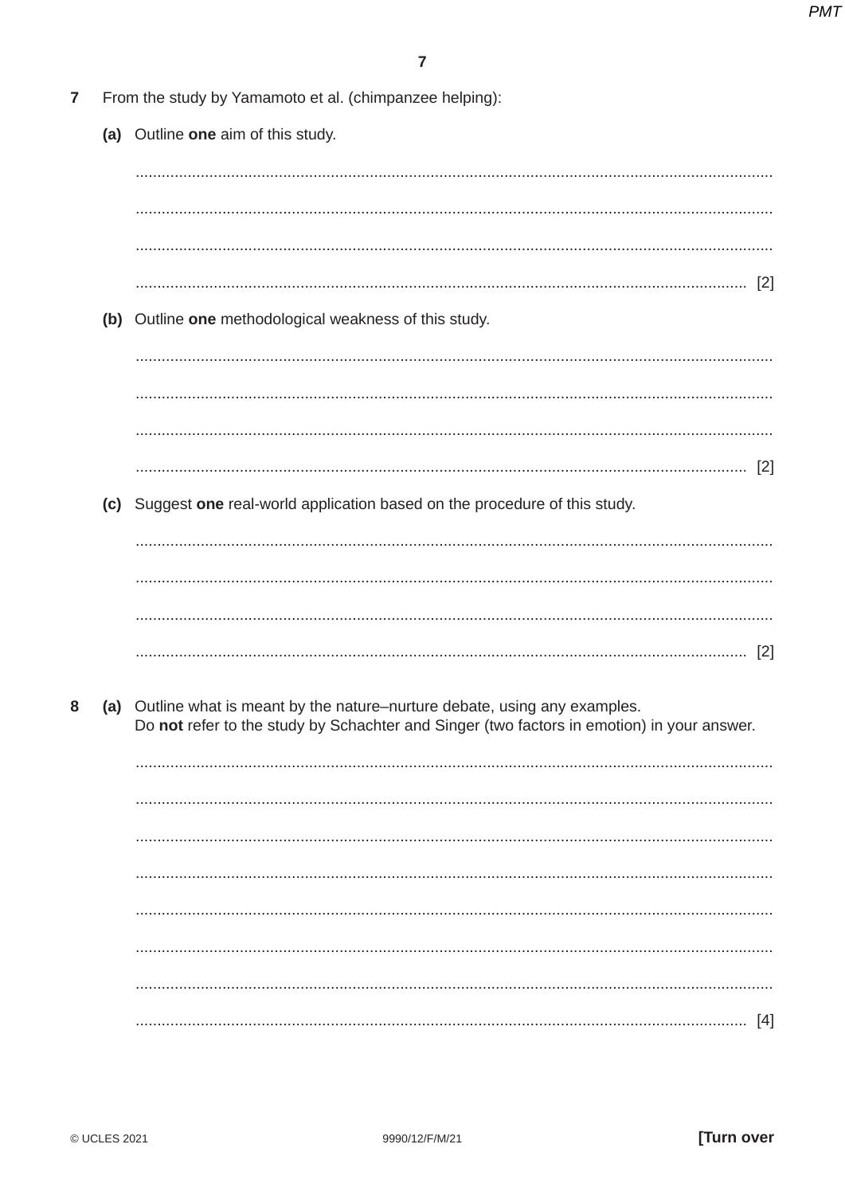**7** From the study by Yamamoto et al. (chimpanzee helping):

**(a)** Outline **one** aim of this study.

..................................................................................................................................................

..................................................................................................................................................

..................................................................................................................................................

............................................................................................................................................ [2]

**(b)** Outline **one** methodological weakness of this study.

..................................................................................................................................................

..................................................................................................................................................

..................................................................................................................................................

............................................................................................................................................ [2]

**(c)** Suggest **one** real-world application based on the procedure of this study.

..................................................................................................................................................

..................................................................................................................................................

..................................................................................................................................................

............................................................................................................................................ [2]

**8** **(a)** Outline what is meant by the nature–nurture debate, using any examples.
Do **not** refer to the study by Schachter and Singer (two factors in emotion) in your answer.

..................................................................................................................................................

..................................................................................................................................................

..................................................................................................................................................

..................................................................................................................................................

..................................................................................................................................................

..................................................................................................................................................

..................................................................................................................................................

............................................................................................................................................ [4]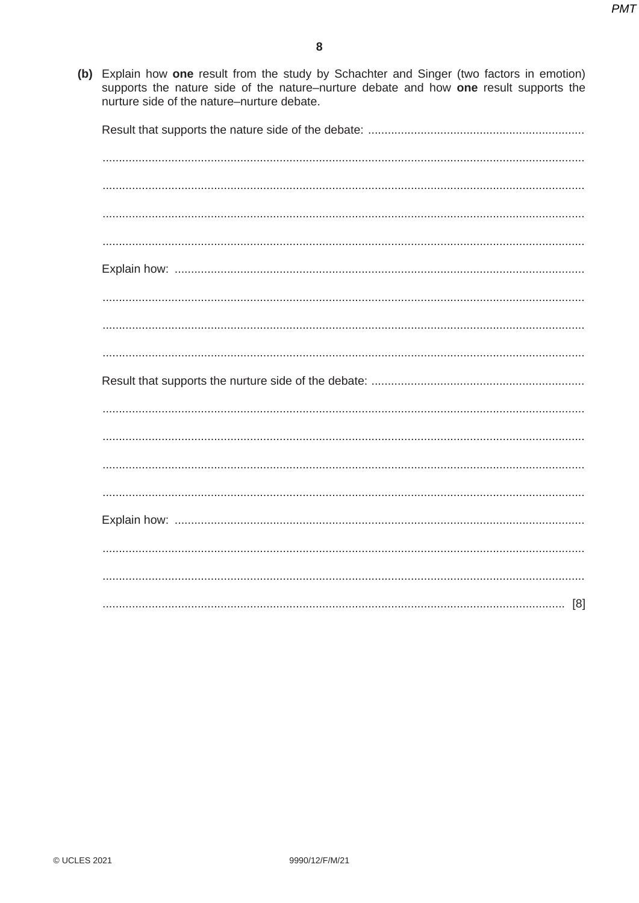**(b)** Explain how **one** result from the study by Schachter and Singer (two factors in emotion) supports the nature side of the nature–nurture debate and how **one** result supports the nurture side of the nature–nurture debate.

Result that supports the nature side of the debate: .................................................................

.................................................................................................................................................

.................................................................................................................................................

.................................................................................................................................................

.................................................................................................................................................

Explain how: ...........................................................................................................................

.................................................................................................................................................

.................................................................................................................................................

.................................................................................................................................................

Result that supports the nurture side of the debate: ................................................................

.................................................................................................................................................

.................................................................................................................................................

.................................................................................................................................................

.................................................................................................................................................

Explain how: ...........................................................................................................................

.................................................................................................................................................

.................................................................................................................................................

........................................................................................................................................... [8]

© UCLES 2021 9990/12/F/M/21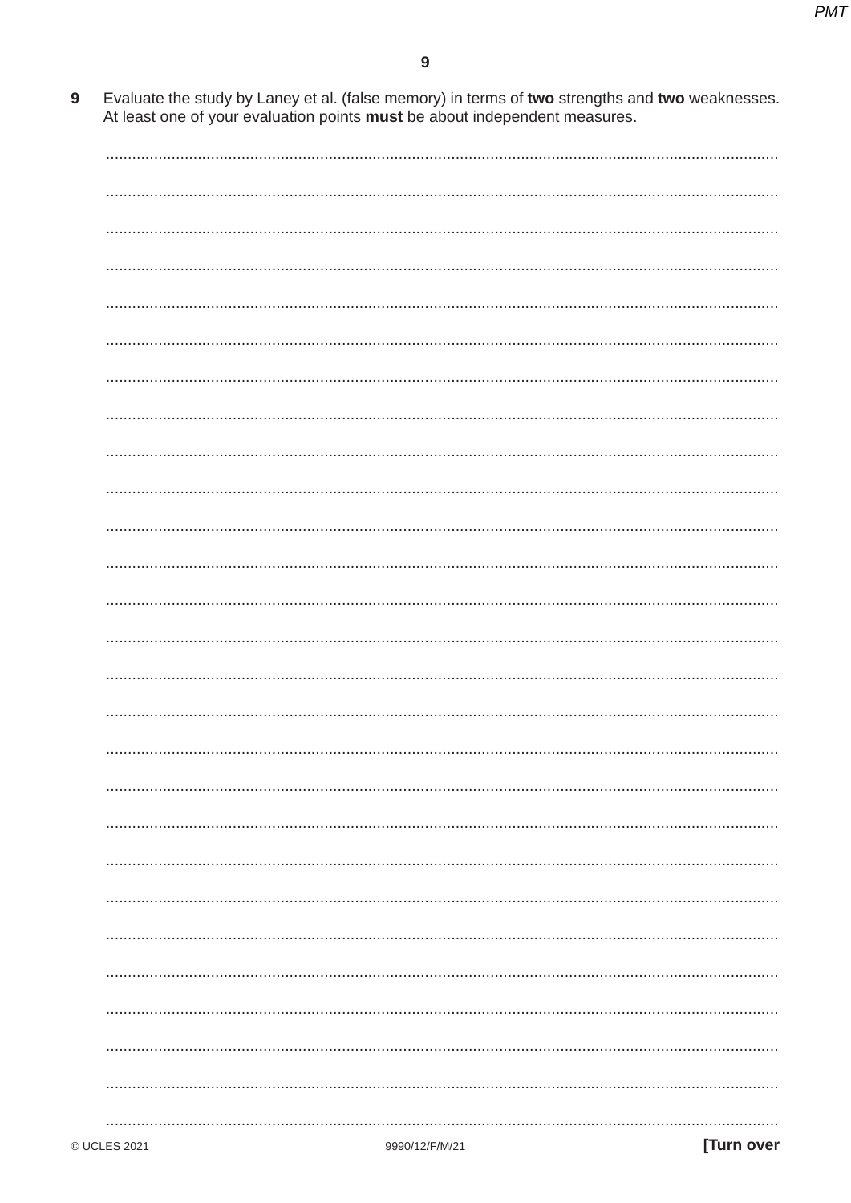9 Evaluate the study by Laney et al. (false memory) in terms of **two** strengths and **two** weaknesses. At least one of your evaluation points **must** be about independent measures.

[Turn over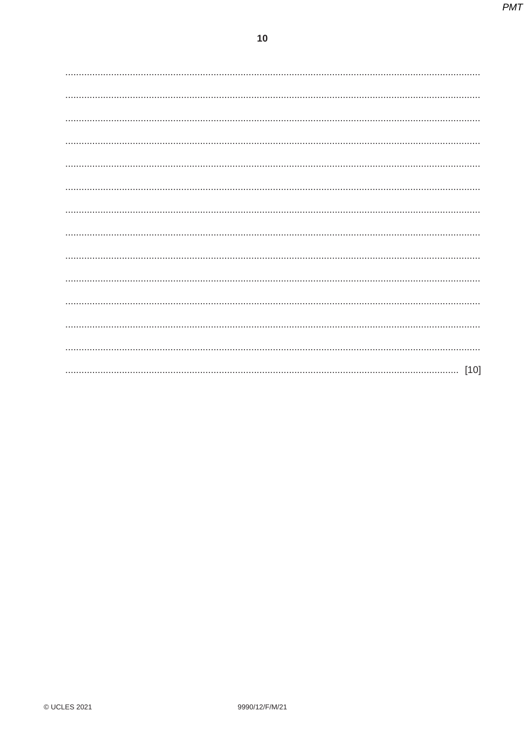..........................................................................................................................................

..........................................................................................................................................

..........................................................................................................................................

..........................................................................................................................................

..........................................................................................................................................

..........................................................................................................................................

..........................................................................................................................................

..........................................................................................................................................

..........................................................................................................................................

..........................................................................................................................................

..........................................................................................................................................

..........................................................................................................................................

..........................................................................................................................................

.................................................................................................................................... [10]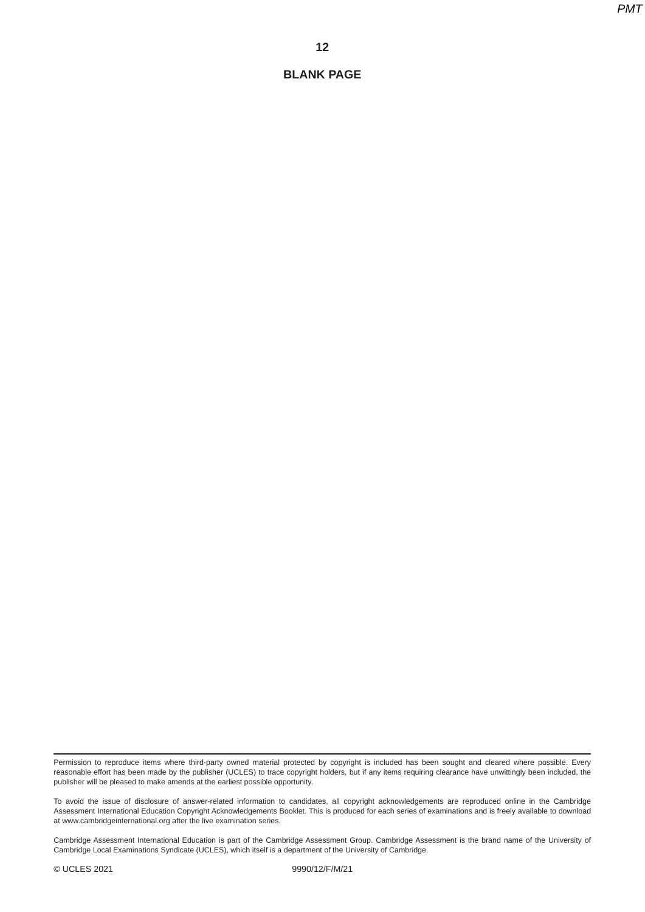**BLANK PAGE**

Permission to reproduce items where third-party owned material protected by copyright is included has been sought and cleared where possible. Every reasonable effort has been made by the publisher (UCLES) to trace copyright holders, but if any items requiring clearance have unwittingly been included, the publisher will be pleased to make amends at the earliest possible opportunity.

To avoid the issue of disclosure of answer-related information to candidates, all copyright acknowledgements are reproduced online in the Cambridge Assessment International Education Copyright Acknowledgements Booklet. This is produced for each series of examinations and is freely available to download at www.cambridgeinternational.org after the live examination series.

Cambridge Assessment International Education is part of the Cambridge Assessment Group. Cambridge Assessment is the brand name of the University of Cambridge Local Examinations Syndicate (UCLES), which itself is a department of the University of Cambridge.

© UCLES 2021 9990/12/F/M/21